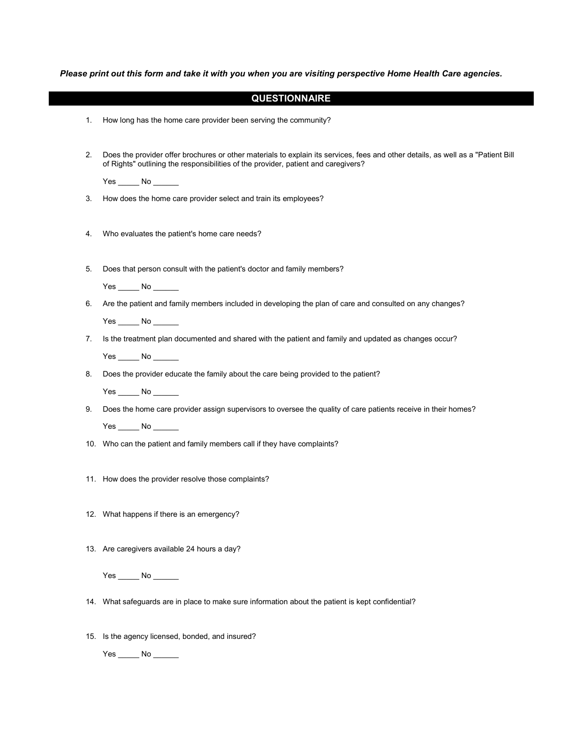*Please print out this form and take it with you when you are visiting perspective Home Health Care agencies.*

## QUESTIONNAIRE

1. How long has the home care provider been serving the community?

2. Does the provider offer brochures or other materials to explain its services, fees and other details, as well as a "Patient Bill of Rights" outlining the responsibilities of the provider, patient and caregivers?

   Yes _____ No ______

3. How does the home care provider select and train its employees?

4. Who evaluates the patient's home care needs?

5. Does that person consult with the patient's doctor and family members?

   Yes _____ No ______

6. Are the patient and family members included in developing the plan of care and consulted on any changes?

   Yes _____ No ______

7. Is the treatment plan documented and shared with the patient and family and updated as changes occur?

   Yes _____ No ______

8. Does the provider educate the family about the care being provided to the patient?

   Yes _____ No ______

9. Does the home care provider assign supervisors to oversee the quality of care patients receive in their homes?

   Yes _____ No ______

10. Who can the patient and family members call if they have complaints?

11. How does the provider resolve those complaints?

12. What happens if there is an emergency?

13. Are caregivers available 24 hours a day?

    Yes _____ No ______

14. What safeguards are in place to make sure information about the patient is kept confidential?

15. Is the agency licensed, bonded, and insured?

    Yes _____ No ______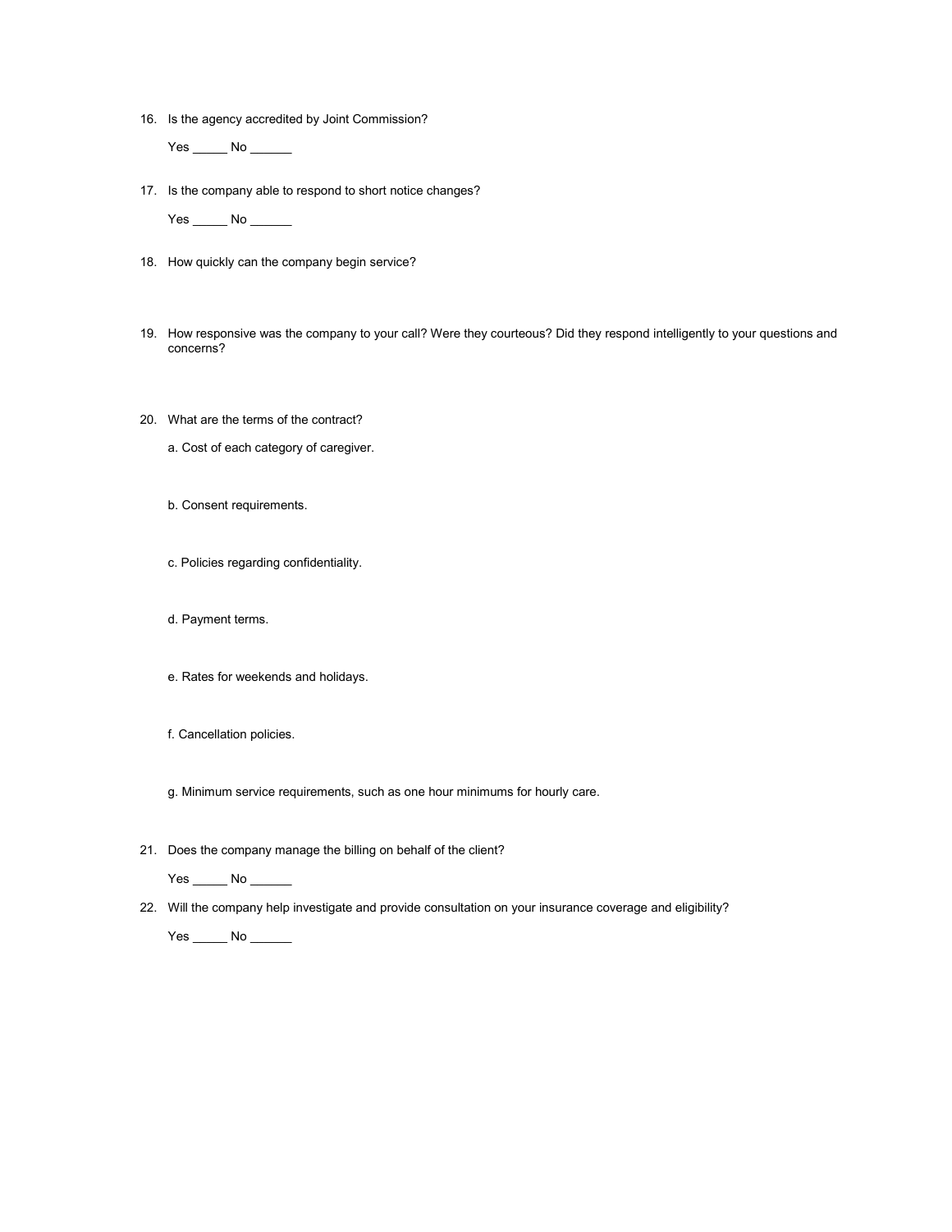16. Is the agency accredited by Joint Commission?

    Yes _____ No ______

17. Is the company able to respond to short notice changes?

    Yes _____ No ______

18. How quickly can the company begin service?

19. How responsive was the company to your call? Were they courteous? Did they respond intelligently to your questions and concerns?

20. What are the terms of the contract?

    a. Cost of each category of caregiver.

    b. Consent requirements.

    c. Policies regarding confidentiality.

    d. Payment terms.

    e. Rates for weekends and holidays.

    f. Cancellation policies.

    g. Minimum service requirements, such as one hour minimums for hourly care.

21. Does the company manage the billing on behalf of the client?

    Yes _____ No ______

22. Will the company help investigate and provide consultation on your insurance coverage and eligibility?

    Yes _____ No ______